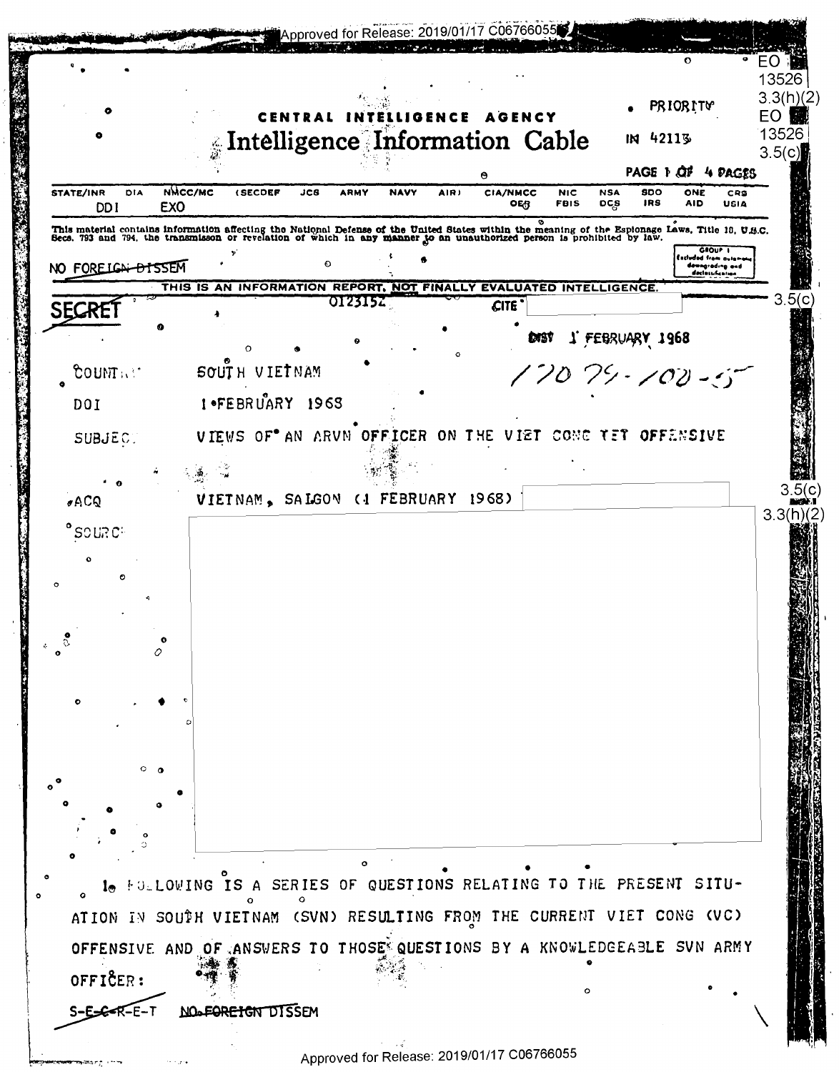EO 13526 3.3(h)(2)
EO 13526 3.5(c)

CENTRAL INTELLIGENCE AGENCY

# Intelligence Information Cable

PRIORITY

IN 42113

| STATE/INR | DIA | NMCC/MC | (SECDEF | JCS | ARMY | NAVY | AIR) | CIA/NMCC | NIC | NSA | SDO | ONE | CRS |
|---|---|---|---|---|---|---|---|---|---|---|---|---|---|
| DDI | EXO | | | | | | | OER | FBIS | DCS | IRS | AID | USIA |

This material contains information affecting the National Defense of the United States within the meaning of the Espionage Laws, Title 18, U.S.C. Secs. 793 and 794, the transmission or revelation of which in any manner to an unauthorized person is prohibited by law.

NO FOREIGN DISSEM

GROUP 1 Excluded from automatic downgrading and declassification

THIS IS AN INFORMATION REPORT, NOT FINALLY EVALUATED INTELLIGENCE.

SECRET 012315Z CITE [redacted] 3.5(c)

DIST 1 FEBRUARY 1968

COUNTRY SOUTH VIETNAM

DOI 1 FEBRUARY 1968

SUBJECT VIEWS OF AN ARVN OFFICER ON THE VIET CONG TET OFFENSIVE

ACQ VIETNAM, SAIGON (1 FEBRUARY 1968) [redacted] 3.5(c) 3.3(h)(2)

SOURCE [redacted]

1. FOLLOWING IS A SERIES OF QUESTIONS RELATING TO THE PRESENT SITUATION IN SOUTH VIETNAM (SVN) RESULTING FROM THE CURRENT VIET CONG (VC) OFFENSIVE AND OF ANSWERS TO THOSE QUESTIONS BY A KNOWLEDGEABLE SVN ARMY OFFICER:

S-E-C-R-E-T NO FOREIGN DISSEM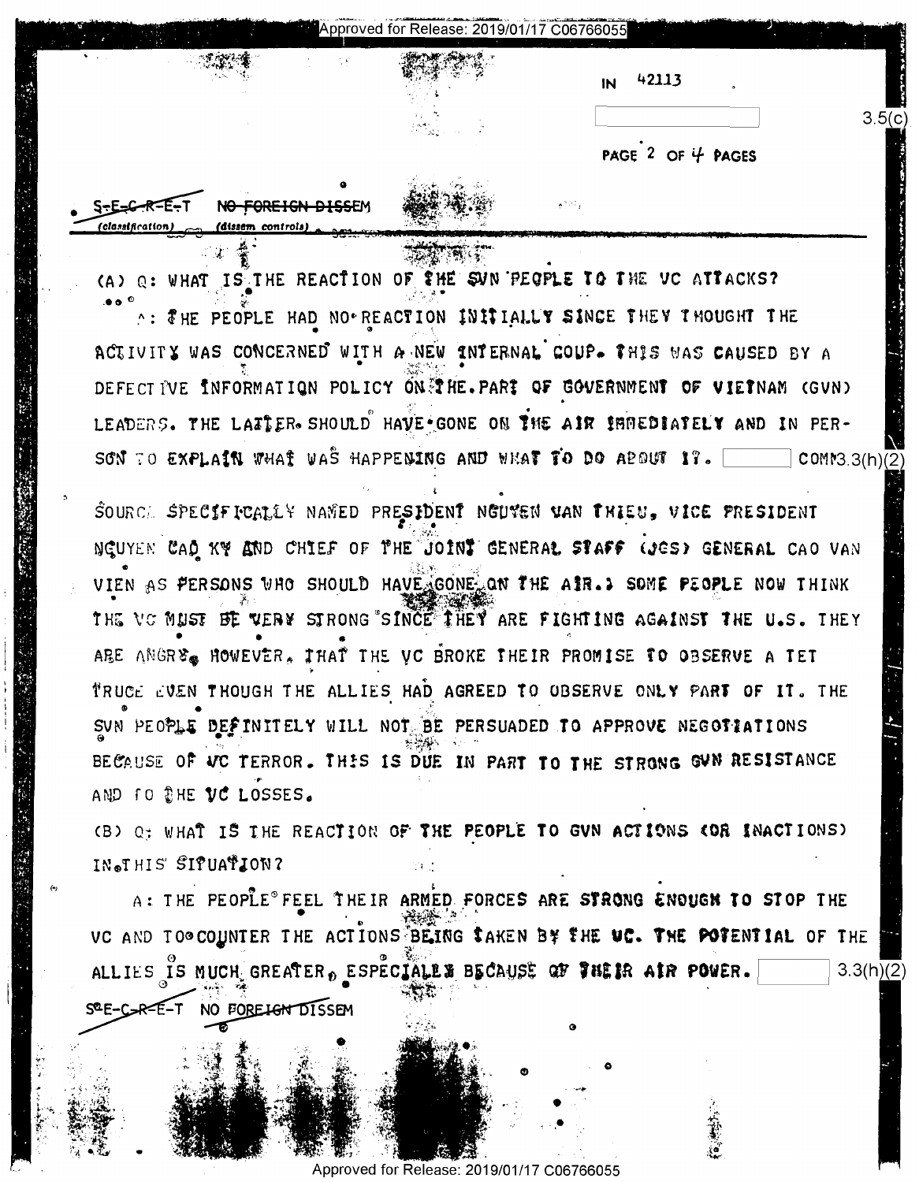IN 42113

3.5(c)

S-E-C-R-E-T NO FOREIGN DISSEM
(classification) (dissem controls)

(A) Q: WHAT IS THE REACTION OF THE SVN PEOPLE TO THE VC ATTACKS?

A: THE PEOPLE HAD NO REACTION INITIALLY SINCE THEY THOUGHT THE ACTIVITY WAS CONCERNED WITH A NEW INTERNAL COUP. THIS WAS CAUSED BY A DEFECTIVE INFORMATION POLICY ON THE PART OF GOVERNMENT OF VIETNAM (GVN) LEADERS. THE LATTER SHOULD HAVE GONE ON THE AIR IMMEDIATELY AND IN PERSON TO EXPLAIN WHAT WAS HAPPENING AND WHAT TO DO ABOUT IT. [ ] COMM 3.3(h)(2) SOURCE SPECIFICALLY NAMED PRESIDENT NGUYEN VAN THIEU, VICE PRESIDENT NGUYEN CAO KY AND CHIEF OF THE JOINT GENERAL STAFF (JGS) GENERAL CAO VAN VIEN AS PERSONS WHO SHOULD HAVE GONE ON THE AIR.) SOME PEOPLE NOW THINK THE VC MUST BE VERY STRONG SINCE THEY ARE FIGHTING AGAINST THE U.S. THEY ARE ANGRY, HOWEVER, THAT THE VC BROKE THEIR PROMISE TO OBSERVE A TET TRUCE EVEN THOUGH THE ALLIES HAD AGREED TO OBSERVE ONLY PART OF IT. THE SVN PEOPLE DEFINITELY WILL NOT BE PERSUADED TO APPROVE NEGOTIATIONS BECAUSE OF VC TERROR. THIS IS DUE IN PART TO THE STRONG GVN RESISTANCE AND TO THE VC LOSSES.

(B) Q: WHAT IS THE REACTION OF THE PEOPLE TO GVN ACTIONS (OR INACTIONS) IN THIS SITUATION?

A: THE PEOPLE FEEL THEIR ARMED FORCES ARE STRONG ENOUGH TO STOP THE VC AND TO COUNTER THE ACTIONS BEING TAKEN BY THE VC. THE POTENTIAL OF THE ALLIES IS MUCH GREATER, ESPECIALLY BECAUSE OF THEIR AIR POWER. [ ] 3.3(h)(2)

S-E-C-R-E-T NO FOREIGN DISSEM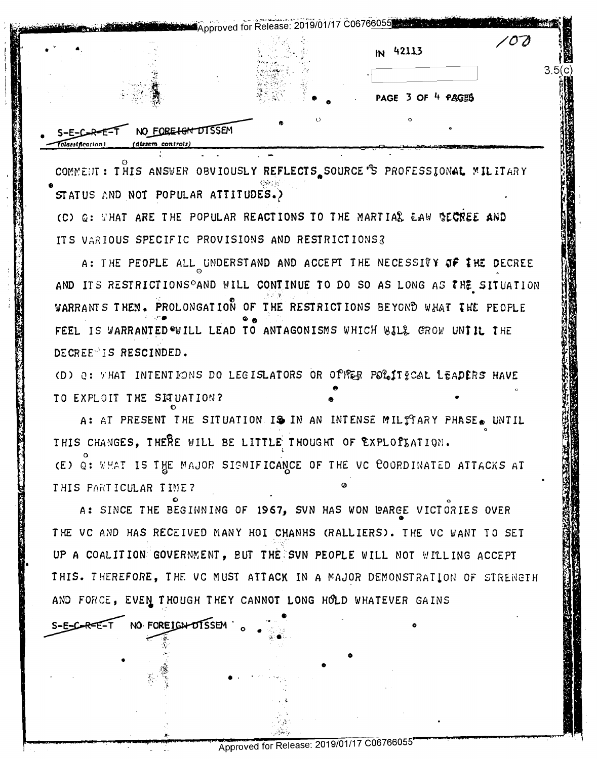IN 42113

PAGE 3 OF 4 PAGES

S-E-C-R-E-T NO FOREIGN DISSEM
(classification) (dissem controls)

COMMENT: THIS ANSWER OBVIOUSLY REFLECTS SOURCE'S PROFESSIONAL MILITARY STATUS AND NOT POPULAR ATTITUDES.)

(C) Q: WHAT ARE THE POPULAR REACTIONS TO THE MARTIAL LAW DECREE AND ITS VARIOUS SPECIFIC PROVISIONS AND RESTRICTIONS?

A: THE PEOPLE ALL UNDERSTAND AND ACCEPT THE NECESSITY OF THE DECREE AND ITS RESTRICTIONS AND WILL CONTINUE TO DO SO AS LONG AS THE SITUATION WARRANTS THEM. PROLONGATION OF THE RESTRICTIONS BEYOND WHAT THE PEOPLE FEEL IS WARRANTED WILL LEAD TO ANTAGONISMS WHICH WILL GROW UNTIL THE DECREE IS RESCINDED.

(D) Q: WHAT INTENTIONS DO LEGISLATORS OR OTHER POLITICAL LEADERS HAVE TO EXPLOIT THE SITUATION?

A: AT PRESENT THE SITUATION IS IN AN INTENSE MILITARY PHASE. UNTIL THIS CHANGES, THERE WILL BE LITTLE THOUGHT OF EXPLOITATION.

(E) Q: WHAT IS THE MAJOR SIGNIFICANCE OF THE VC COORDINATED ATTACKS AT THIS PARTICULAR TIME?

A: SINCE THE BEGINNING OF 1967, SVN HAS WON LARGE VICTORIES OVER THE VC AND HAS RECEIVED MANY HOI CHANHS (RALLIERS). THE VC WANT TO SET UP A COALITION GOVERNMENT, BUT THE SVN PEOPLE WILL NOT WILLING ACCEPT THIS. THEREFORE, THE VC MUST ATTACK IN A MAJOR DEMONSTRATION OF STRENGTH AND FORCE, EVEN THOUGH THEY CANNOT LONG HOLD WHATEVER GAINS

S-E-C-R-E-T NO FOREIGN DISSEM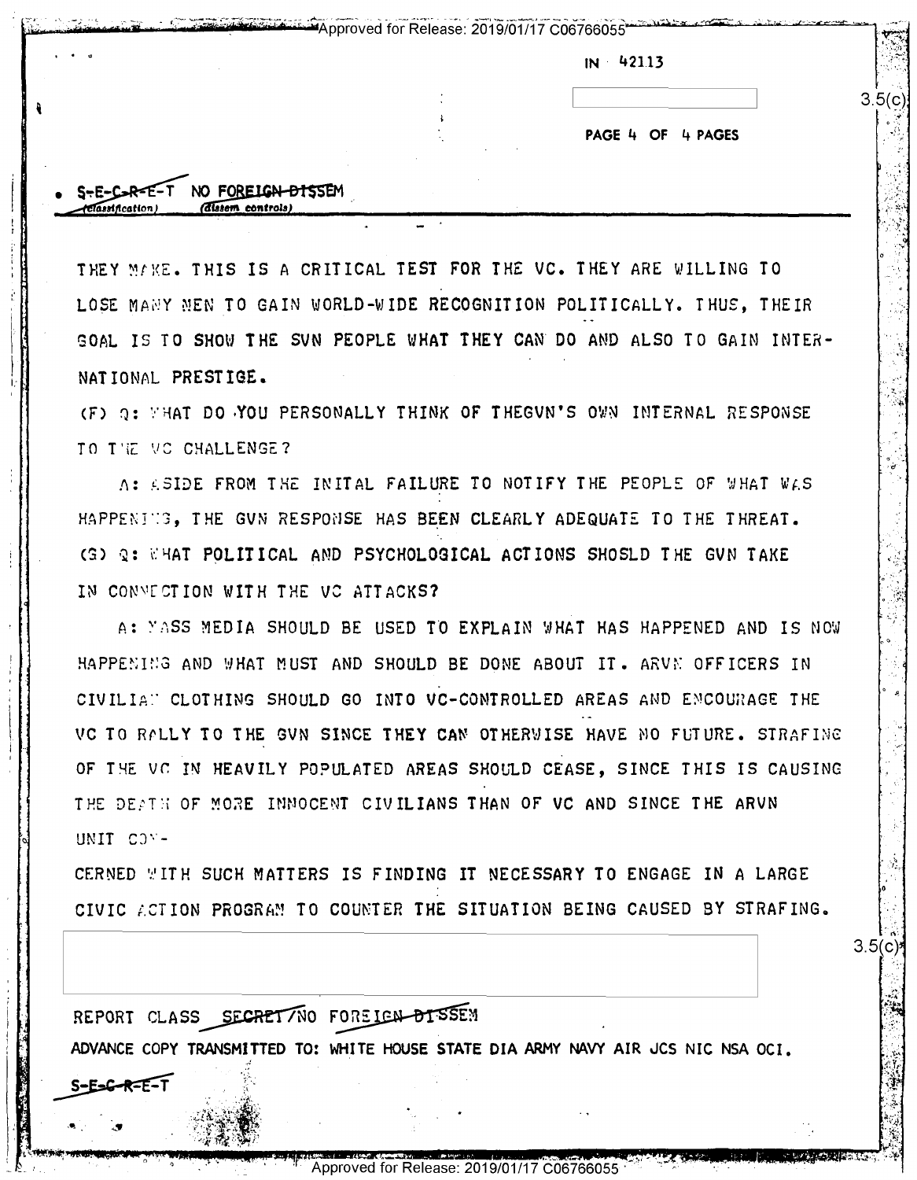IN 42113

S-E-C-R-E-T NO FOREIGN DISSEM
(classification) (dissem controls)

THEY MAKE. THIS IS A CRITICAL TEST FOR THE VC. THEY ARE WILLING TO LOSE MANY MEN TO GAIN WORLD-WIDE RECOGNITION POLITICALLY. THUS, THEIR GOAL IS TO SHOW THE SVN PEOPLE WHAT THEY CAN DO AND ALSO TO GAIN INTERNATIONAL PRESTIGE.

(F) Q: WHAT DO YOU PERSONALLY THINK OF THEGVN'S OWN INTERNAL RESPONSE TO THE VC CHALLENGE?

A: ASIDE FROM THE INITAL FAILURE TO NOTIFY THE PEOPLE OF WHAT WAS HAPPENING, THE GVN RESPONSE HAS BEEN CLEARLY ADEQUATE TO THE THREAT.

(G) Q: WHAT POLITICAL AND PSYCHOLOGICAL ACTIONS SHOSLD THE GVN TAKE IN CONNECTION WITH THE VC ATTACKS?

A: MASS MEDIA SHOULD BE USED TO EXPLAIN WHAT HAS HAPPENED AND IS NOW HAPPENING AND WHAT MUST AND SHOULD BE DONE ABOUT IT. ARVN OFFICERS IN CIVILIAN CLOTHING SHOULD GO INTO VC-CONTROLLED AREAS AND ENCOURAGE THE VC TO RALLY TO THE GVN SINCE THEY CAN OTHERWISE HAVE NO FUTURE. STRAFING OF THE VC IN HEAVILY POPULATED AREAS SHOULD CEASE, SINCE THIS IS CAUSING THE DEATH OF MORE INNOCENT CIVILIANS THAN OF VC AND SINCE THE ARVN UNIT CON-
CERNED WITH SUCH MATTERS IS FINDING IT NECESSARY TO ENGAGE IN A LARGE CIVIC ACTION PROGRAM TO COUNTER THE SITUATION BEING CAUSED BY STRAFING.

REPORT CLASS SECRET/NO FOREIGN DISSEM

ADVANCE COPY TRANSMITTED TO: WHITE HOUSE STATE DIA ARMY NAVY AIR JCS NIC NSA OCI.

S-E-C-R-E-T